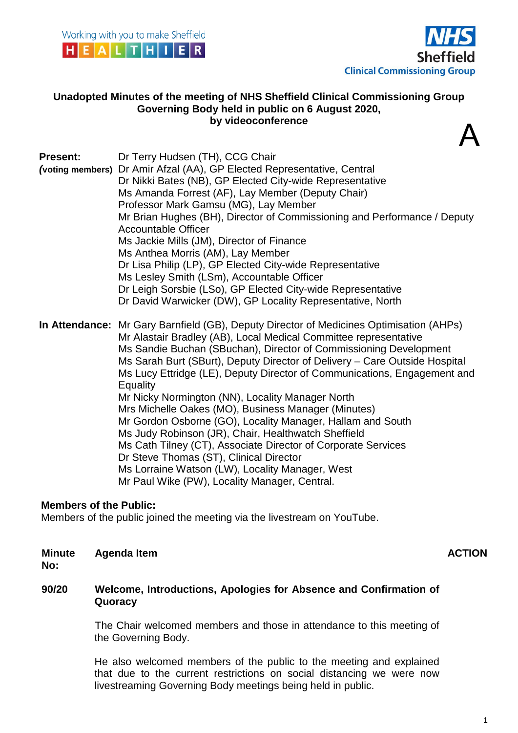Working with you to make Sheffield HEALTHIER

NHS Sheffield Clinical Commissioning Group

**Unadopted Minutes of the meeting of NHS Sheffield Clinical Commissioning Group Governing Body held in public on 6 August 2020, by videoconference**

A

| | |
|---|---|
| **Present:** *(voting members)* | Dr Terry Hudsen (TH), CCG Chair<br>Dr Amir Afzal (AA), GP Elected Representative, Central<br>Dr Nikki Bates (NB), GP Elected City-wide Representative<br>Ms Amanda Forrest (AF), Lay Member (Deputy Chair)<br>Professor Mark Gamsu (MG), Lay Member<br>Mr Brian Hughes (BH), Director of Commissioning and Performance / Deputy Accountable Officer<br>Ms Jackie Mills (JM), Director of Finance<br>Ms Anthea Morris (AM), Lay Member<br>Dr Lisa Philip (LP), GP Elected City-wide Representative<br>Ms Lesley Smith (LSm), Accountable Officer<br>Dr Leigh Sorsbie (LSo), GP Elected City-wide Representative<br>Dr David Warwicker (DW), GP Locality Representative, North |
| **In Attendance:** | Mr Gary Barnfield (GB), Deputy Director of Medicines Optimisation (AHPs)<br>Mr Alastair Bradley (AB), Local Medical Committee representative<br>Ms Sandie Buchan (SBuchan), Director of Commissioning Development<br>Ms Sarah Burt (SBurt), Deputy Director of Delivery – Care Outside Hospital<br>Ms Lucy Ettridge (LE), Deputy Director of Communications, Engagement and Equality<br>Mr Nicky Normington (NN), Locality Manager North<br>Mrs Michelle Oakes (MO), Business Manager (Minutes)<br>Mr Gordon Osborne (GO), Locality Manager, Hallam and South<br>Ms Judy Robinson (JR), Chair, Healthwatch Sheffield<br>Ms Cath Tilney (CT), Associate Director of Corporate Services<br>Dr Steve Thomas (ST), Clinical Director<br>Ms Lorraine Watson (LW), Locality Manager, West<br>Mr Paul Wike (PW), Locality Manager, Central. |

**Members of the Public:**
Members of the public joined the meeting via the livestream on YouTube.

| Minute No: | Agenda Item | ACTION |
|---|---|---|
| **90/20** | **Welcome, Introductions, Apologies for Absence and Confirmation of Quoracy** | |
| | The Chair welcomed members and those in attendance to this meeting of the Governing Body. | |
| | He also welcomed members of the public to the meeting and explained that due to the current restrictions on social distancing we were now livestreaming Governing Body meetings being held in public. | |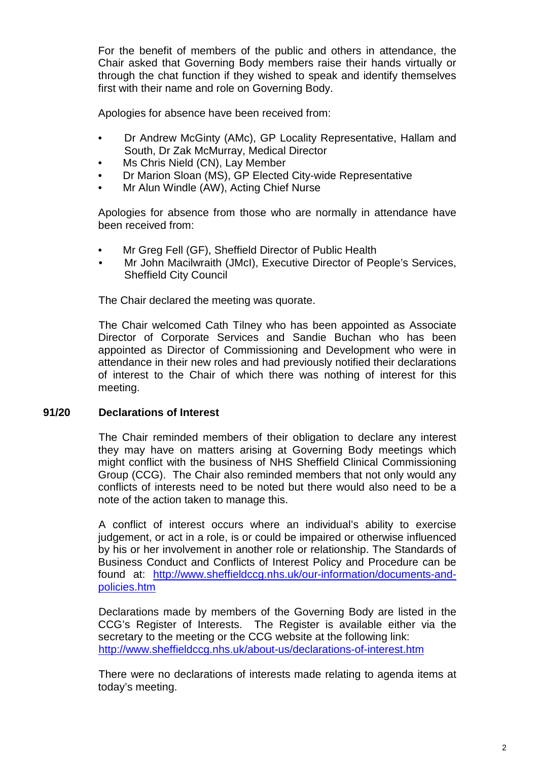For the benefit of members of the public and others in attendance, the Chair asked that Governing Body members raise their hands virtually or through the chat function if they wished to speak and identify themselves first with their name and role on Governing Body.

Apologies for absence have been received from:

- Dr Andrew McGinty (AMc), GP Locality Representative, Hallam and South, Dr Zak McMurray, Medical Director
- Ms Chris Nield (CN), Lay Member
- Dr Marion Sloan (MS), GP Elected City-wide Representative
- Mr Alun Windle (AW), Acting Chief Nurse

Apologies for absence from those who are normally in attendance have been received from:

- Mr Greg Fell (GF), Sheffield Director of Public Health
- Mr John Macilwraith (JMcI), Executive Director of People's Services, Sheffield City Council

The Chair declared the meeting was quorate.

The Chair welcomed Cath Tilney who has been appointed as Associate Director of Corporate Services and Sandie Buchan who has been appointed as Director of Commissioning and Development who were in attendance in their new roles and had previously notified their declarations of interest to the Chair of which there was nothing of interest for this meeting.

## 91/20 Declarations of Interest

The Chair reminded members of their obligation to declare any interest they may have on matters arising at Governing Body meetings which might conflict with the business of NHS Sheffield Clinical Commissioning Group (CCG). The Chair also reminded members that not only would any conflicts of interests need to be noted but there would also need to be a note of the action taken to manage this.

A conflict of interest occurs where an individual's ability to exercise judgement, or act in a role, is or could be impaired or otherwise influenced by his or her involvement in another role or relationship. The Standards of Business Conduct and Conflicts of Interest Policy and Procedure can be found at: [http://www.sheffieldccg.nhs.uk/our-information/documents-and-policies.htm](http://www.sheffieldccg.nhs.uk/our-information/documents-and-policies.htm)

Declarations made by members of the Governing Body are listed in the CCG's Register of Interests. The Register is available either via the secretary to the meeting or the CCG website at the following link: [http://www.sheffieldccg.nhs.uk/about-us/declarations-of-interest.htm](http://www.sheffieldccg.nhs.uk/about-us/declarations-of-interest.htm)

There were no declarations of interests made relating to agenda items at today's meeting.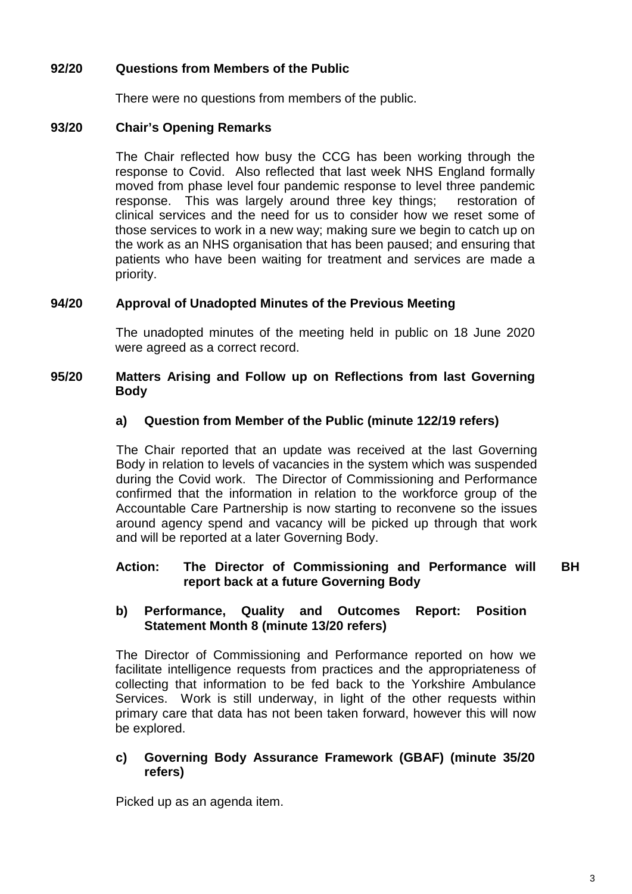**92/20 Questions from Members of the Public**

There were no questions from members of the public.

**93/20 Chair's Opening Remarks**

The Chair reflected how busy the CCG has been working through the response to Covid. Also reflected that last week NHS England formally moved from phase level four pandemic response to level three pandemic response. This was largely around three key things; restoration of clinical services and the need for us to consider how we reset some of those services to work in a new way; making sure we begin to catch up on the work as an NHS organisation that has been paused; and ensuring that patients who have been waiting for treatment and services are made a priority.

**94/20 Approval of Unadopted Minutes of the Previous Meeting**

The unadopted minutes of the meeting held in public on 18 June 2020 were agreed as a correct record.

**95/20 Matters Arising and Follow up on Reflections from last Governing Body**

**a) Question from Member of the Public (minute 122/19 refers)**

The Chair reported that an update was received at the last Governing Body in relation to levels of vacancies in the system which was suspended during the Covid work. The Director of Commissioning and Performance confirmed that the information in relation to the workforce group of the Accountable Care Partnership is now starting to reconvene so the issues around agency spend and vacancy will be picked up through that work and will be reported at a later Governing Body.

**Action: The Director of Commissioning and Performance will report back at a future Governing Body** **BH**

**b) Performance, Quality and Outcomes Report: Position Statement Month 8 (minute 13/20 refers)**

The Director of Commissioning and Performance reported on how we facilitate intelligence requests from practices and the appropriateness of collecting that information to be fed back to the Yorkshire Ambulance Services. Work is still underway, in light of the other requests within primary care that data has not been taken forward, however this will now be explored.

**c) Governing Body Assurance Framework (GBAF) (minute 35/20 refers)**

Picked up as an agenda item.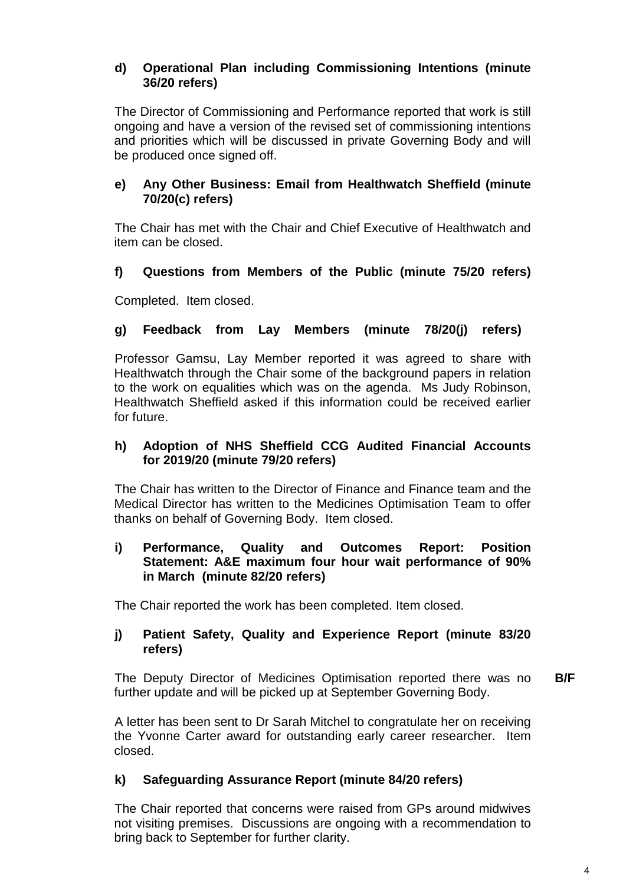**d) Operational Plan including Commissioning Intentions (minute 36/20 refers)**

The Director of Commissioning and Performance reported that work is still ongoing and have a version of the revised set of commissioning intentions and priorities which will be discussed in private Governing Body and will be produced once signed off.

**e) Any Other Business: Email from Healthwatch Sheffield (minute 70/20(c) refers)**

The Chair has met with the Chair and Chief Executive of Healthwatch and item can be closed.

**f) Questions from Members of the Public (minute 75/20 refers)**

Completed. Item closed.

**g) Feedback from Lay Members (minute 78/20(j) refers)**

Professor Gamsu, Lay Member reported it was agreed to share with Healthwatch through the Chair some of the background papers in relation to the work on equalities which was on the agenda. Ms Judy Robinson, Healthwatch Sheffield asked if this information could be received earlier for future.

**h) Adoption of NHS Sheffield CCG Audited Financial Accounts for 2019/20 (minute 79/20 refers)**

The Chair has written to the Director of Finance and Finance team and the Medical Director has written to the Medicines Optimisation Team to offer thanks on behalf of Governing Body. Item closed.

**i) Performance, Quality and Outcomes Report: Position Statement: A&E maximum four hour wait performance of 90% in March (minute 82/20 refers)**

The Chair reported the work has been completed. Item closed.

**j) Patient Safety, Quality and Experience Report (minute 83/20 refers)**

The Deputy Director of Medicines Optimisation reported there was no further update and will be picked up at September Governing Body. **B/F**

A letter has been sent to Dr Sarah Mitchel to congratulate her on receiving the Yvonne Carter award for outstanding early career researcher. Item closed.

**k) Safeguarding Assurance Report (minute 84/20 refers)**

The Chair reported that concerns were raised from GPs around midwives not visiting premises. Discussions are ongoing with a recommendation to bring back to September for further clarity.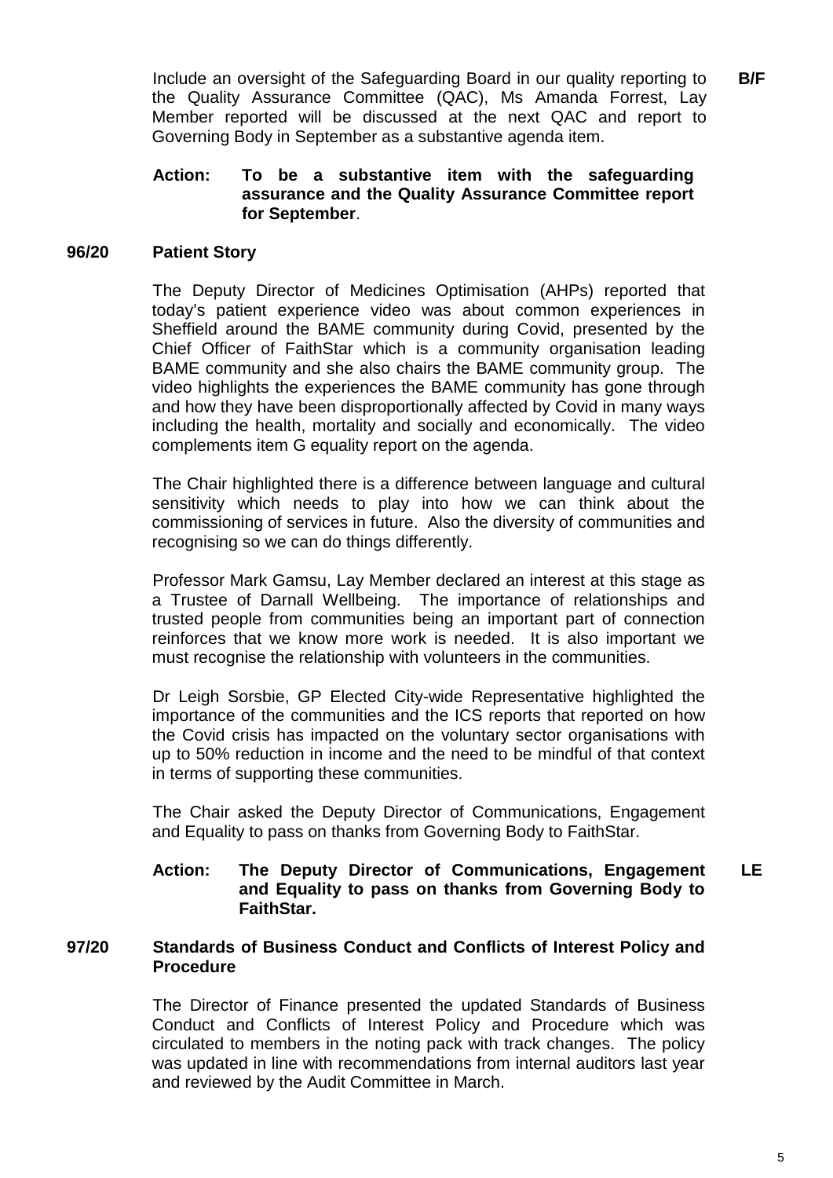Include an oversight of the Safeguarding Board in our quality reporting to the Quality Assurance Committee (QAC), Ms Amanda Forrest, Lay Member reported will be discussed at the next QAC and report to Governing Body in September as a substantive agenda item. **B/F**

**Action: To be a substantive item with the safeguarding assurance and the Quality Assurance Committee report for September**.

**96/20 Patient Story**

The Deputy Director of Medicines Optimisation (AHPs) reported that today's patient experience video was about common experiences in Sheffield around the BAME community during Covid, presented by the Chief Officer of FaithStar which is a community organisation leading BAME community and she also chairs the BAME community group. The video highlights the experiences the BAME community has gone through and how they have been disproportionally affected by Covid in many ways including the health, mortality and socially and economically. The video complements item G equality report on the agenda.

The Chair highlighted there is a difference between language and cultural sensitivity which needs to play into how we can think about the commissioning of services in future. Also the diversity of communities and recognising so we can do things differently.

Professor Mark Gamsu, Lay Member declared an interest at this stage as a Trustee of Darnall Wellbeing. The importance of relationships and trusted people from communities being an important part of connection reinforces that we know more work is needed. It is also important we must recognise the relationship with volunteers in the communities.

Dr Leigh Sorsbie, GP Elected City-wide Representative highlighted the importance of the communities and the ICS reports that reported on how the Covid crisis has impacted on the voluntary sector organisations with up to 50% reduction in income and the need to be mindful of that context in terms of supporting these communities.

The Chair asked the Deputy Director of Communications, Engagement and Equality to pass on thanks from Governing Body to FaithStar.

**Action: The Deputy Director of Communications, Engagement and Equality to pass on thanks from Governing Body to FaithStar.** **LE**

**97/20 Standards of Business Conduct and Conflicts of Interest Policy and Procedure**

The Director of Finance presented the updated Standards of Business Conduct and Conflicts of Interest Policy and Procedure which was circulated to members in the noting pack with track changes. The policy was updated in line with recommendations from internal auditors last year and reviewed by the Audit Committee in March.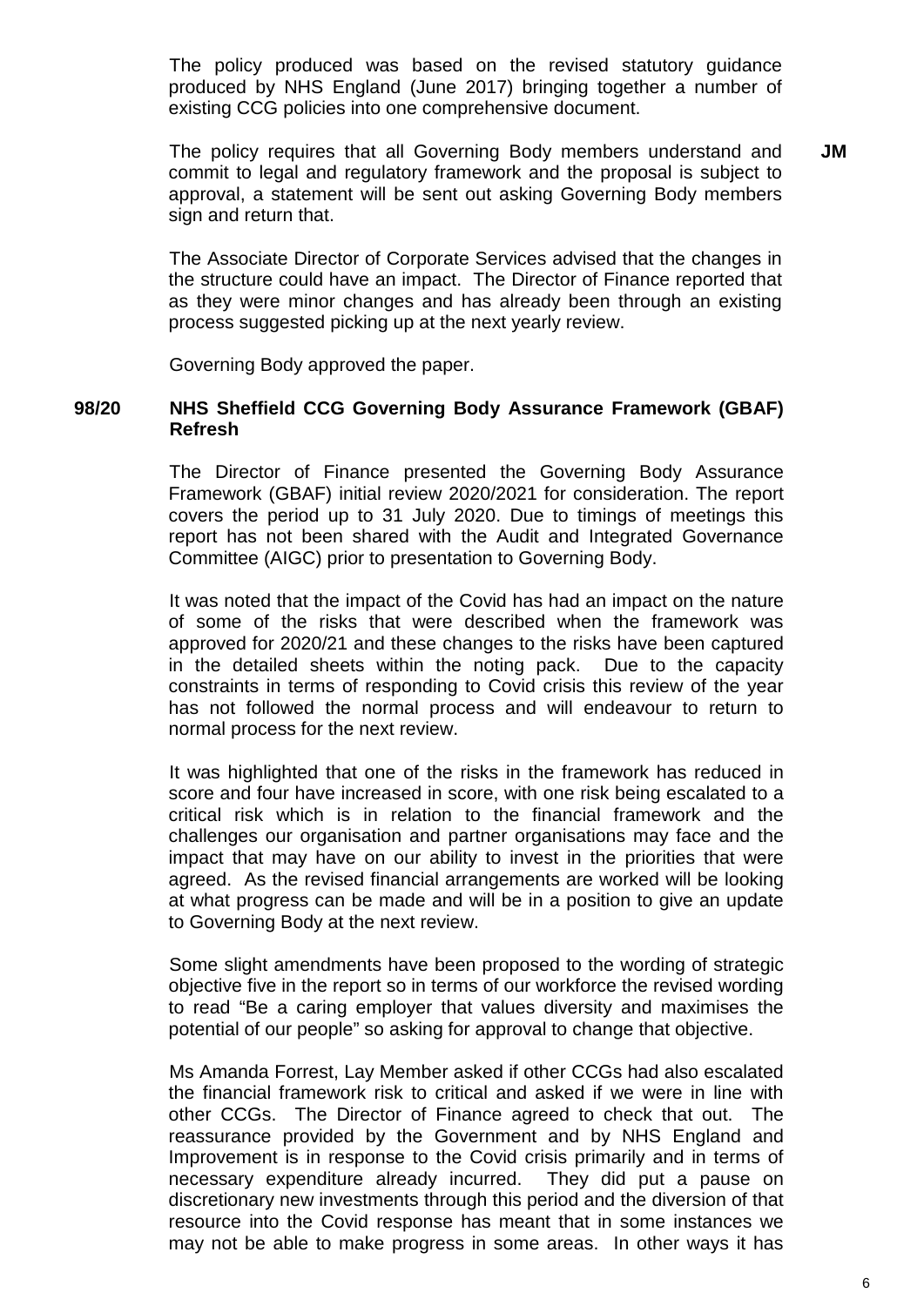The policy produced was based on the revised statutory guidance produced by NHS England (June 2017) bringing together a number of existing CCG policies into one comprehensive document.

The policy requires that all Governing Body members understand and commit to legal and regulatory framework and the proposal is subject to approval, a statement will be sent out asking Governing Body members sign and return that. **JM**

The Associate Director of Corporate Services advised that the changes in the structure could have an impact. The Director of Finance reported that as they were minor changes and has already been through an existing process suggested picking up at the next yearly review.

Governing Body approved the paper.

**98/20 NHS Sheffield CCG Governing Body Assurance Framework (GBAF) Refresh**

The Director of Finance presented the Governing Body Assurance Framework (GBAF) initial review 2020/2021 for consideration. The report covers the period up to 31 July 2020. Due to timings of meetings this report has not been shared with the Audit and Integrated Governance Committee (AIGC) prior to presentation to Governing Body.

It was noted that the impact of the Covid has had an impact on the nature of some of the risks that were described when the framework was approved for 2020/21 and these changes to the risks have been captured in the detailed sheets within the noting pack. Due to the capacity constraints in terms of responding to Covid crisis this review of the year has not followed the normal process and will endeavour to return to normal process for the next review.

It was highlighted that one of the risks in the framework has reduced in score and four have increased in score, with one risk being escalated to a critical risk which is in relation to the financial framework and the challenges our organisation and partner organisations may face and the impact that may have on our ability to invest in the priorities that were agreed. As the revised financial arrangements are worked will be looking at what progress can be made and will be in a position to give an update to Governing Body at the next review.

Some slight amendments have been proposed to the wording of strategic objective five in the report so in terms of our workforce the revised wording to read "Be a caring employer that values diversity and maximises the potential of our people" so asking for approval to change that objective.

Ms Amanda Forrest, Lay Member asked if other CCGs had also escalated the financial framework risk to critical and asked if we were in line with other CCGs. The Director of Finance agreed to check that out. The reassurance provided by the Government and by NHS England and Improvement is in response to the Covid crisis primarily and in terms of necessary expenditure already incurred. They did put a pause on discretionary new investments through this period and the diversion of that resource into the Covid response has meant that in some instances we may not be able to make progress in some areas. In other ways it has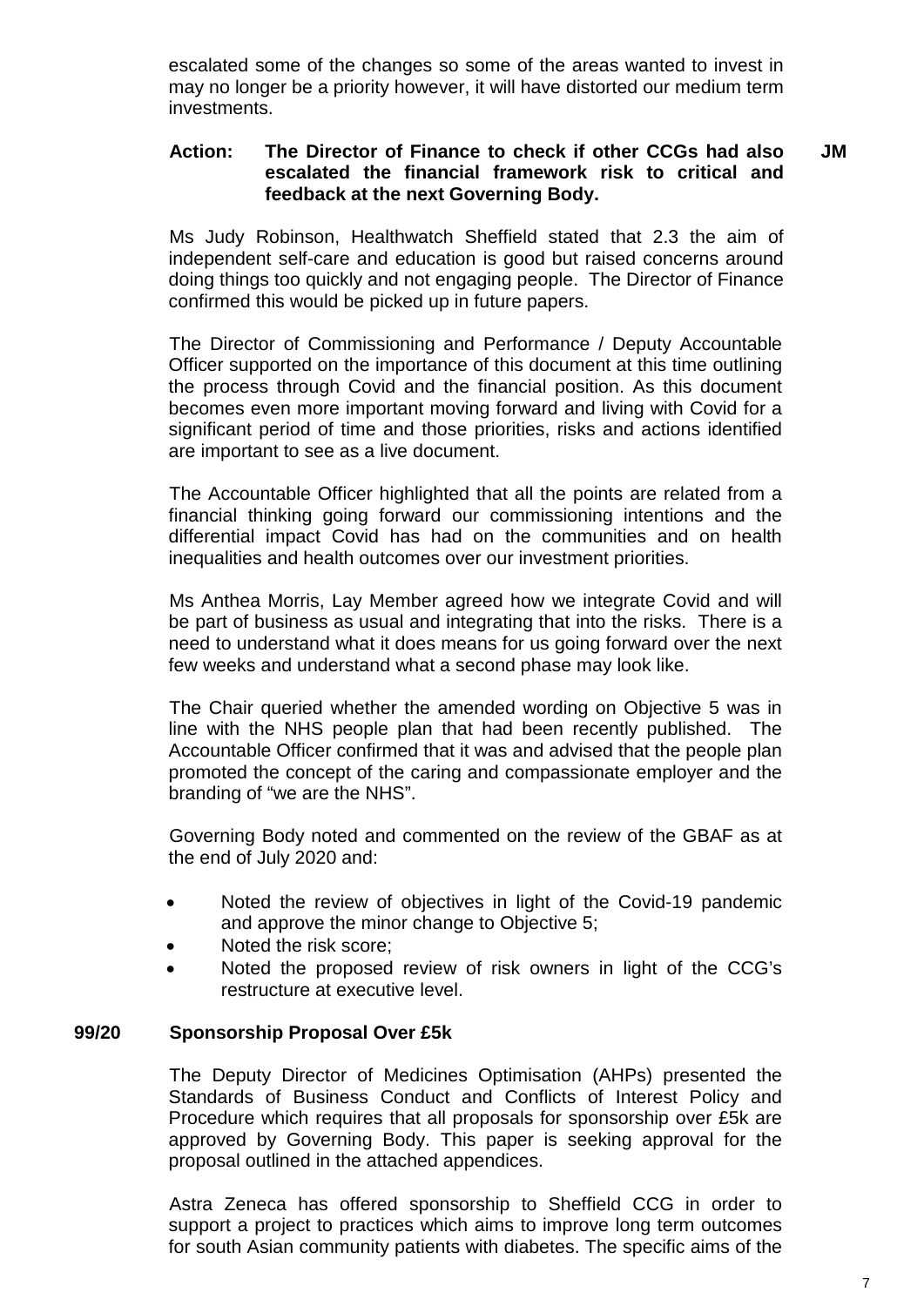escalated some of the changes so some of the areas wanted to invest in may no longer be a priority however, it will have distorted our medium term investments.

**Action: The Director of Finance to check if other CCGs had also escalated the financial framework risk to critical and feedback at the next Governing Body.** **JM**

Ms Judy Robinson, Healthwatch Sheffield stated that 2.3 the aim of independent self-care and education is good but raised concerns around doing things too quickly and not engaging people. The Director of Finance confirmed this would be picked up in future papers.

The Director of Commissioning and Performance / Deputy Accountable Officer supported on the importance of this document at this time outlining the process through Covid and the financial position. As this document becomes even more important moving forward and living with Covid for a significant period of time and those priorities, risks and actions identified are important to see as a live document.

The Accountable Officer highlighted that all the points are related from a financial thinking going forward our commissioning intentions and the differential impact Covid has had on the communities and on health inequalities and health outcomes over our investment priorities.

Ms Anthea Morris, Lay Member agreed how we integrate Covid and will be part of business as usual and integrating that into the risks. There is a need to understand what it does means for us going forward over the next few weeks and understand what a second phase may look like.

The Chair queried whether the amended wording on Objective 5 was in line with the NHS people plan that had been recently published. The Accountable Officer confirmed that it was and advised that the people plan promoted the concept of the caring and compassionate employer and the branding of "we are the NHS".

Governing Body noted and commented on the review of the GBAF as at the end of July 2020 and:

- Noted the review of objectives in light of the Covid-19 pandemic and approve the minor change to Objective 5;
- Noted the risk score;
- Noted the proposed review of risk owners in light of the CCG's restructure at executive level.

**99/20 Sponsorship Proposal Over £5k**

The Deputy Director of Medicines Optimisation (AHPs) presented the Standards of Business Conduct and Conflicts of Interest Policy and Procedure which requires that all proposals for sponsorship over £5k are approved by Governing Body. This paper is seeking approval for the proposal outlined in the attached appendices.

Astra Zeneca has offered sponsorship to Sheffield CCG in order to support a project to practices which aims to improve long term outcomes for south Asian community patients with diabetes. The specific aims of the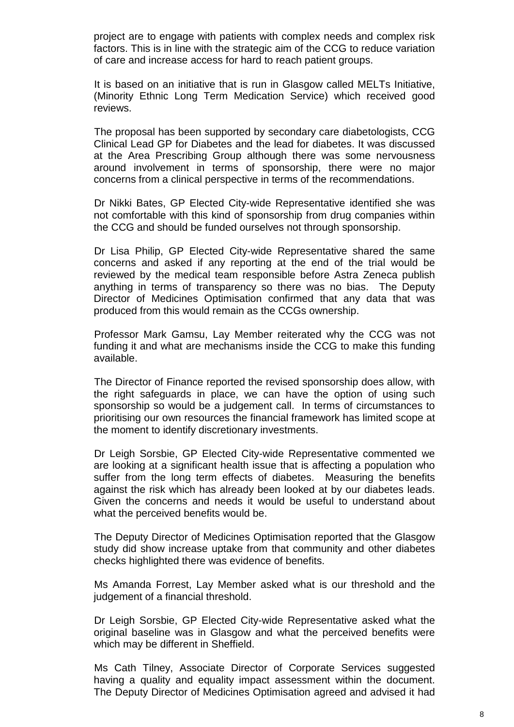project are to engage with patients with complex needs and complex risk factors. This is in line with the strategic aim of the CCG to reduce variation of care and increase access for hard to reach patient groups.

It is based on an initiative that is run in Glasgow called MELTs Initiative, (Minority Ethnic Long Term Medication Service) which received good reviews.

The proposal has been supported by secondary care diabetologists, CCG Clinical Lead GP for Diabetes and the lead for diabetes. It was discussed at the Area Prescribing Group although there was some nervousness around involvement in terms of sponsorship, there were no major concerns from a clinical perspective in terms of the recommendations.

Dr Nikki Bates, GP Elected City-wide Representative identified she was not comfortable with this kind of sponsorship from drug companies within the CCG and should be funded ourselves not through sponsorship.

Dr Lisa Philip, GP Elected City-wide Representative shared the same concerns and asked if any reporting at the end of the trial would be reviewed by the medical team responsible before Astra Zeneca publish anything in terms of transparency so there was no bias. The Deputy Director of Medicines Optimisation confirmed that any data that was produced from this would remain as the CCGs ownership.

Professor Mark Gamsu, Lay Member reiterated why the CCG was not funding it and what are mechanisms inside the CCG to make this funding available.

The Director of Finance reported the revised sponsorship does allow, with the right safeguards in place, we can have the option of using such sponsorship so would be a judgement call. In terms of circumstances to prioritising our own resources the financial framework has limited scope at the moment to identify discretionary investments.

Dr Leigh Sorsbie, GP Elected City-wide Representative commented we are looking at a significant health issue that is affecting a population who suffer from the long term effects of diabetes. Measuring the benefits against the risk which has already been looked at by our diabetes leads. Given the concerns and needs it would be useful to understand about what the perceived benefits would be.

The Deputy Director of Medicines Optimisation reported that the Glasgow study did show increase uptake from that community and other diabetes checks highlighted there was evidence of benefits.

Ms Amanda Forrest, Lay Member asked what is our threshold and the judgement of a financial threshold.

Dr Leigh Sorsbie, GP Elected City-wide Representative asked what the original baseline was in Glasgow and what the perceived benefits were which may be different in Sheffield.

Ms Cath Tilney, Associate Director of Corporate Services suggested having a quality and equality impact assessment within the document. The Deputy Director of Medicines Optimisation agreed and advised it had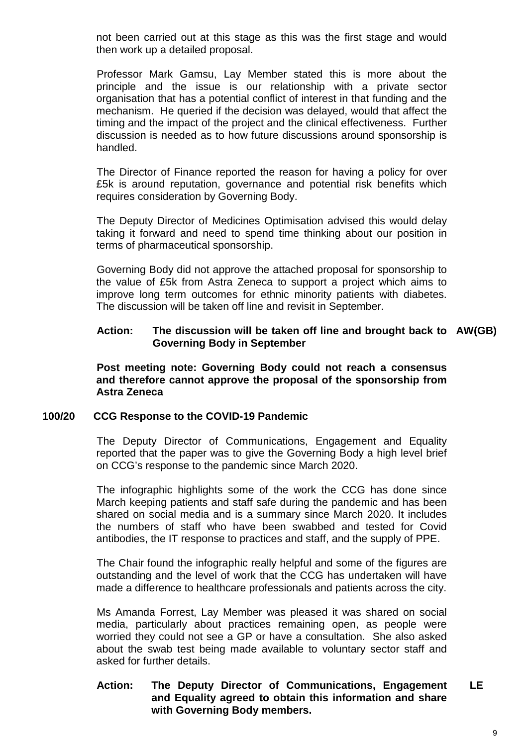not been carried out at this stage as this was the first stage and would then work up a detailed proposal.

Professor Mark Gamsu, Lay Member stated this is more about the principle and the issue is our relationship with a private sector organisation that has a potential conflict of interest in that funding and the mechanism. He queried if the decision was delayed, would that affect the timing and the impact of the project and the clinical effectiveness. Further discussion is needed as to how future discussions around sponsorship is handled.

The Director of Finance reported the reason for having a policy for over £5k is around reputation, governance and potential risk benefits which requires consideration by Governing Body.

The Deputy Director of Medicines Optimisation advised this would delay taking it forward and need to spend time thinking about our position in terms of pharmaceutical sponsorship.

Governing Body did not approve the attached proposal for sponsorship to the value of £5k from Astra Zeneca to support a project which aims to improve long term outcomes for ethnic minority patients with diabetes. The discussion will be taken off line and revisit in September.

**Action: The discussion will be taken off line and brought back to Governing Body in September** **AW(GB)**

**Post meeting note: Governing Body could not reach a consensus and therefore cannot approve the proposal of the sponsorship from Astra Zeneca**

## 100/20 CCG Response to the COVID-19 Pandemic

The Deputy Director of Communications, Engagement and Equality reported that the paper was to give the Governing Body a high level brief on CCG's response to the pandemic since March 2020.

The infographic highlights some of the work the CCG has done since March keeping patients and staff safe during the pandemic and has been shared on social media and is a summary since March 2020. It includes the numbers of staff who have been swabbed and tested for Covid antibodies, the IT response to practices and staff, and the supply of PPE.

The Chair found the infographic really helpful and some of the figures are outstanding and the level of work that the CCG has undertaken will have made a difference to healthcare professionals and patients across the city.

Ms Amanda Forrest, Lay Member was pleased it was shared on social media, particularly about practices remaining open, as people were worried they could not see a GP or have a consultation. She also asked about the swab test being made available to voluntary sector staff and asked for further details.

**Action: The Deputy Director of Communications, Engagement and Equality agreed to obtain this information and share with Governing Body members.** **LE**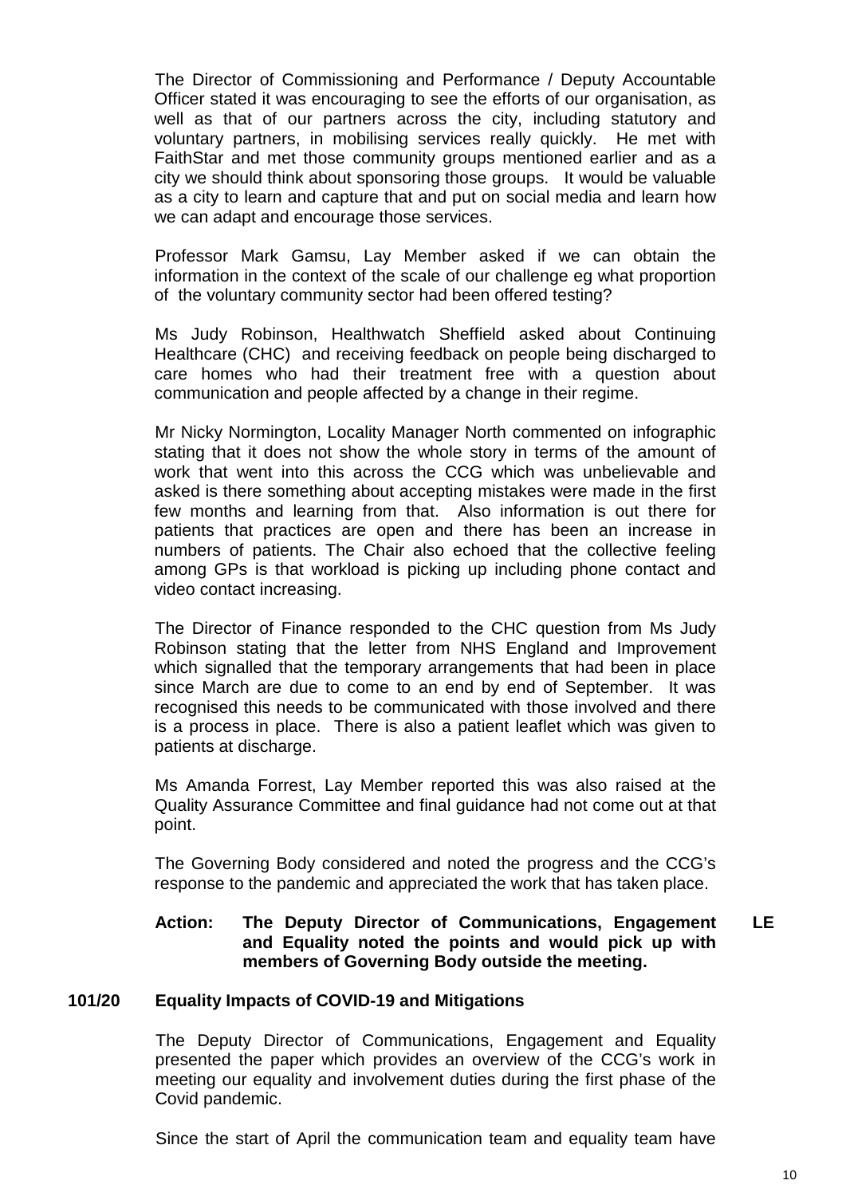The Director of Commissioning and Performance / Deputy Accountable Officer stated it was encouraging to see the efforts of our organisation, as well as that of our partners across the city, including statutory and voluntary partners, in mobilising services really quickly. He met with FaithStar and met those community groups mentioned earlier and as a city we should think about sponsoring those groups. It would be valuable as a city to learn and capture that and put on social media and learn how we can adapt and encourage those services.

Professor Mark Gamsu, Lay Member asked if we can obtain the information in the context of the scale of our challenge eg what proportion of the voluntary community sector had been offered testing?

Ms Judy Robinson, Healthwatch Sheffield asked about Continuing Healthcare (CHC) and receiving feedback on people being discharged to care homes who had their treatment free with a question about communication and people affected by a change in their regime.

Mr Nicky Normington, Locality Manager North commented on infographic stating that it does not show the whole story in terms of the amount of work that went into this across the CCG which was unbelievable and asked is there something about accepting mistakes were made in the first few months and learning from that. Also information is out there for patients that practices are open and there has been an increase in numbers of patients. The Chair also echoed that the collective feeling among GPs is that workload is picking up including phone contact and video contact increasing.

The Director of Finance responded to the CHC question from Ms Judy Robinson stating that the letter from NHS England and Improvement which signalled that the temporary arrangements that had been in place since March are due to come to an end by end of September. It was recognised this needs to be communicated with those involved and there is a process in place. There is also a patient leaflet which was given to patients at discharge.

Ms Amanda Forrest, Lay Member reported this was also raised at the Quality Assurance Committee and final guidance had not come out at that point.

The Governing Body considered and noted the progress and the CCG's response to the pandemic and appreciated the work that has taken place.

**Action: The Deputy Director of Communications, Engagement and Equality noted the points and would pick up with members of Governing Body outside the meeting.** **LE**

**101/20 Equality Impacts of COVID-19 and Mitigations**

The Deputy Director of Communications, Engagement and Equality presented the paper which provides an overview of the CCG's work in meeting our equality and involvement duties during the first phase of the Covid pandemic.

Since the start of April the communication team and equality team have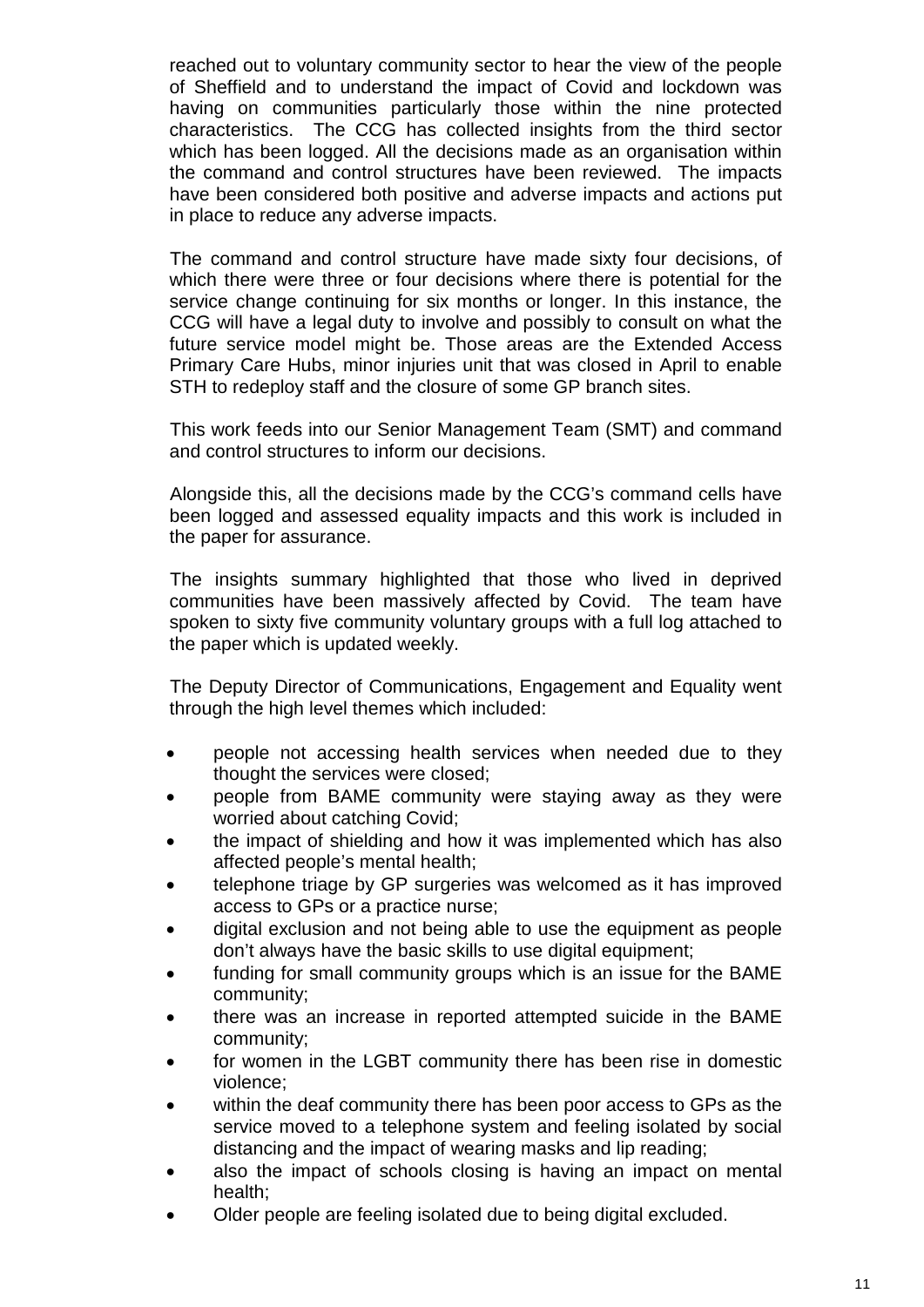reached out to voluntary community sector to hear the view of the people of Sheffield and to understand the impact of Covid and lockdown was having on communities particularly those within the nine protected characteristics. The CCG has collected insights from the third sector which has been logged. All the decisions made as an organisation within the command and control structures have been reviewed. The impacts have been considered both positive and adverse impacts and actions put in place to reduce any adverse impacts.

The command and control structure have made sixty four decisions, of which there were three or four decisions where there is potential for the service change continuing for six months or longer. In this instance, the CCG will have a legal duty to involve and possibly to consult on what the future service model might be. Those areas are the Extended Access Primary Care Hubs, minor injuries unit that was closed in April to enable STH to redeploy staff and the closure of some GP branch sites.

This work feeds into our Senior Management Team (SMT) and command and control structures to inform our decisions.

Alongside this, all the decisions made by the CCG's command cells have been logged and assessed equality impacts and this work is included in the paper for assurance.

The insights summary highlighted that those who lived in deprived communities have been massively affected by Covid. The team have spoken to sixty five community voluntary groups with a full log attached to the paper which is updated weekly.

The Deputy Director of Communications, Engagement and Equality went through the high level themes which included:

- people not accessing health services when needed due to they thought the services were closed;
- people from BAME community were staying away as they were worried about catching Covid;
- the impact of shielding and how it was implemented which has also affected people's mental health;
- telephone triage by GP surgeries was welcomed as it has improved access to GPs or a practice nurse;
- digital exclusion and not being able to use the equipment as people don't always have the basic skills to use digital equipment;
- funding for small community groups which is an issue for the BAME community;
- there was an increase in reported attempted suicide in the BAME community;
- for women in the LGBT community there has been rise in domestic violence;
- within the deaf community there has been poor access to GPs as the service moved to a telephone system and feeling isolated by social distancing and the impact of wearing masks and lip reading;
- also the impact of schools closing is having an impact on mental health;
- Older people are feeling isolated due to being digital excluded.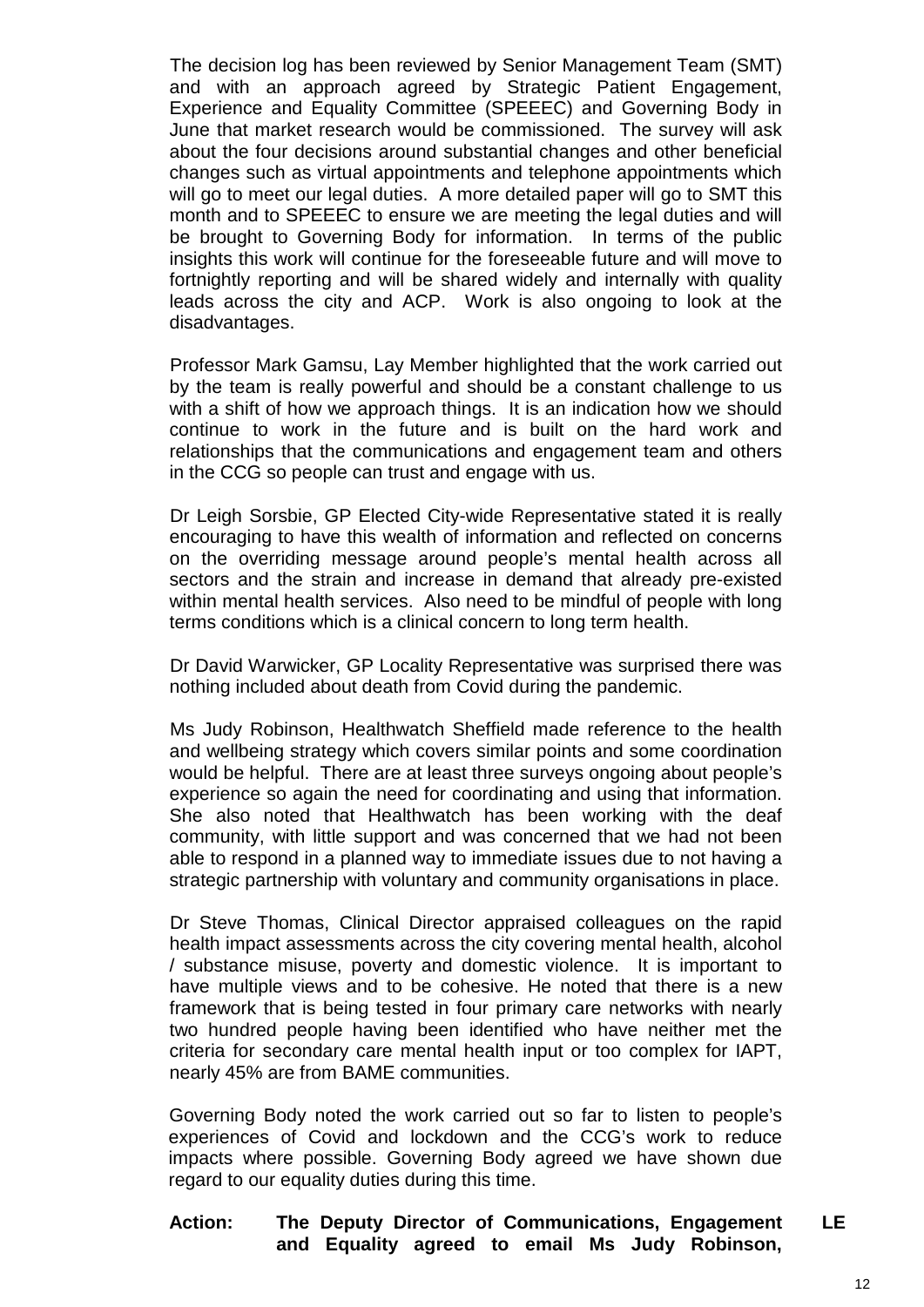The decision log has been reviewed by Senior Management Team (SMT) and with an approach agreed by Strategic Patient Engagement, Experience and Equality Committee (SPEEEC) and Governing Body in June that market research would be commissioned. The survey will ask about the four decisions around substantial changes and other beneficial changes such as virtual appointments and telephone appointments which will go to meet our legal duties. A more detailed paper will go to SMT this month and to SPEEEC to ensure we are meeting the legal duties and will be brought to Governing Body for information. In terms of the public insights this work will continue for the foreseeable future and will move to fortnightly reporting and will be shared widely and internally with quality leads across the city and ACP. Work is also ongoing to look at the disadvantages.

Professor Mark Gamsu, Lay Member highlighted that the work carried out by the team is really powerful and should be a constant challenge to us with a shift of how we approach things. It is an indication how we should continue to work in the future and is built on the hard work and relationships that the communications and engagement team and others in the CCG so people can trust and engage with us.

Dr Leigh Sorsbie, GP Elected City-wide Representative stated it is really encouraging to have this wealth of information and reflected on concerns on the overriding message around people's mental health across all sectors and the strain and increase in demand that already pre-existed within mental health services. Also need to be mindful of people with long terms conditions which is a clinical concern to long term health.

Dr David Warwicker, GP Locality Representative was surprised there was nothing included about death from Covid during the pandemic.

Ms Judy Robinson, Healthwatch Sheffield made reference to the health and wellbeing strategy which covers similar points and some coordination would be helpful. There are at least three surveys ongoing about people's experience so again the need for coordinating and using that information. She also noted that Healthwatch has been working with the deaf community, with little support and was concerned that we had not been able to respond in a planned way to immediate issues due to not having a strategic partnership with voluntary and community organisations in place.

Dr Steve Thomas, Clinical Director appraised colleagues on the rapid health impact assessments across the city covering mental health, alcohol / substance misuse, poverty and domestic violence. It is important to have multiple views and to be cohesive. He noted that there is a new framework that is being tested in four primary care networks with nearly two hundred people having been identified who have neither met the criteria for secondary care mental health input or too complex for IAPT, nearly 45% are from BAME communities.

Governing Body noted the work carried out so far to listen to people's experiences of Covid and lockdown and the CCG's work to reduce impacts where possible. Governing Body agreed we have shown due regard to our equality duties during this time.

**Action:** **The Deputy Director of Communications, Engagement and Equality agreed to email Ms Judy Robinson,** **LE**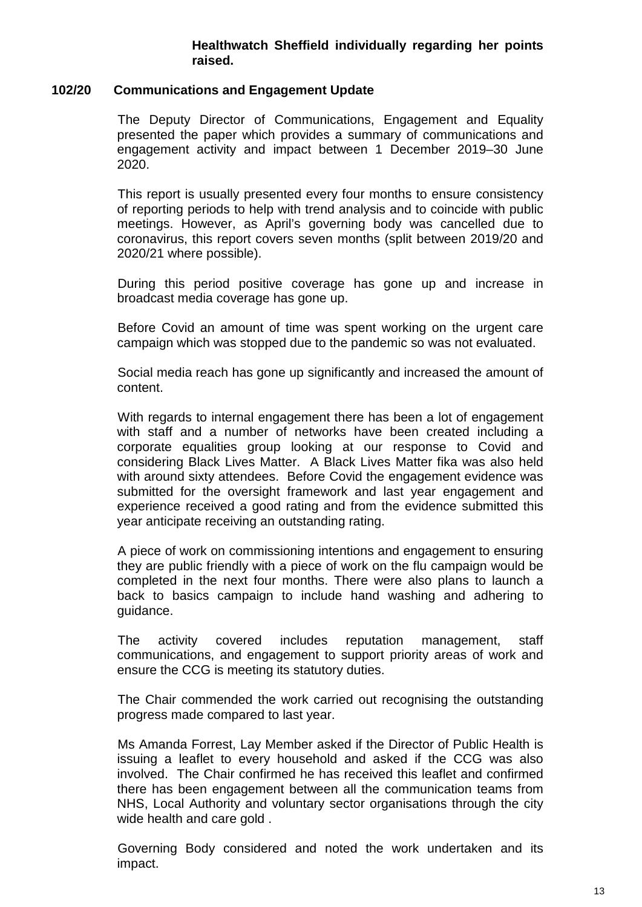**Healthwatch Sheffield individually regarding her points raised.**

**102/20 Communications and Engagement Update**

The Deputy Director of Communications, Engagement and Equality presented the paper which provides a summary of communications and engagement activity and impact between 1 December 2019–30 June 2020.

This report is usually presented every four months to ensure consistency of reporting periods to help with trend analysis and to coincide with public meetings. However, as April's governing body was cancelled due to coronavirus, this report covers seven months (split between 2019/20 and 2020/21 where possible).

During this period positive coverage has gone up and increase in broadcast media coverage has gone up.

Before Covid an amount of time was spent working on the urgent care campaign which was stopped due to the pandemic so was not evaluated.

Social media reach has gone up significantly and increased the amount of content.

With regards to internal engagement there has been a lot of engagement with staff and a number of networks have been created including a corporate equalities group looking at our response to Covid and considering Black Lives Matter. A Black Lives Matter fika was also held with around sixty attendees. Before Covid the engagement evidence was submitted for the oversight framework and last year engagement and experience received a good rating and from the evidence submitted this year anticipate receiving an outstanding rating.

A piece of work on commissioning intentions and engagement to ensuring they are public friendly with a piece of work on the flu campaign would be completed in the next four months. There were also plans to launch a back to basics campaign to include hand washing and adhering to guidance.

The activity covered includes reputation management, staff communications, and engagement to support priority areas of work and ensure the CCG is meeting its statutory duties.

The Chair commended the work carried out recognising the outstanding progress made compared to last year.

Ms Amanda Forrest, Lay Member asked if the Director of Public Health is issuing a leaflet to every household and asked if the CCG was also involved. The Chair confirmed he has received this leaflet and confirmed there has been engagement between all the communication teams from NHS, Local Authority and voluntary sector organisations through the city wide health and care gold .

Governing Body considered and noted the work undertaken and its impact.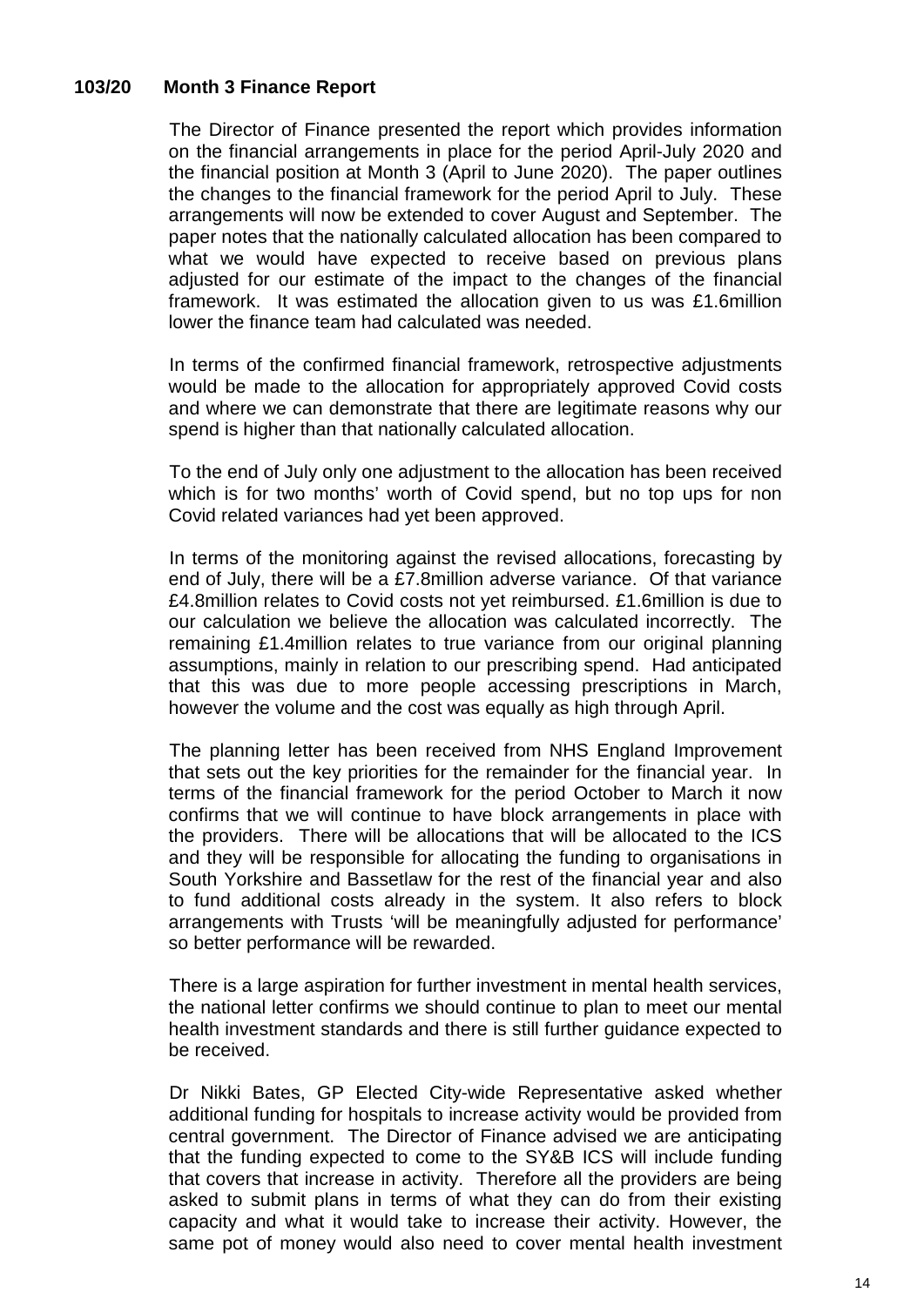### 103/20 Month 3 Finance Report

The Director of Finance presented the report which provides information on the financial arrangements in place for the period April-July 2020 and the financial position at Month 3 (April to June 2020). The paper outlines the changes to the financial framework for the period April to July. These arrangements will now be extended to cover August and September. The paper notes that the nationally calculated allocation has been compared to what we would have expected to receive based on previous plans adjusted for our estimate of the impact to the changes of the financial framework. It was estimated the allocation given to us was £1.6million lower the finance team had calculated was needed.

In terms of the confirmed financial framework, retrospective adjustments would be made to the allocation for appropriately approved Covid costs and where we can demonstrate that there are legitimate reasons why our spend is higher than that nationally calculated allocation.

To the end of July only one adjustment to the allocation has been received which is for two months' worth of Covid spend, but no top ups for non Covid related variances had yet been approved.

In terms of the monitoring against the revised allocations, forecasting by end of July, there will be a £7.8million adverse variance. Of that variance £4.8million relates to Covid costs not yet reimbursed. £1.6million is due to our calculation we believe the allocation was calculated incorrectly. The remaining £1.4million relates to true variance from our original planning assumptions, mainly in relation to our prescribing spend. Had anticipated that this was due to more people accessing prescriptions in March, however the volume and the cost was equally as high through April.

The planning letter has been received from NHS England Improvement that sets out the key priorities for the remainder for the financial year. In terms of the financial framework for the period October to March it now confirms that we will continue to have block arrangements in place with the providers. There will be allocations that will be allocated to the ICS and they will be responsible for allocating the funding to organisations in South Yorkshire and Bassetlaw for the rest of the financial year and also to fund additional costs already in the system. It also refers to block arrangements with Trusts 'will be meaningfully adjusted for performance' so better performance will be rewarded.

There is a large aspiration for further investment in mental health services, the national letter confirms we should continue to plan to meet our mental health investment standards and there is still further guidance expected to be received.

Dr Nikki Bates, GP Elected City-wide Representative asked whether additional funding for hospitals to increase activity would be provided from central government. The Director of Finance advised we are anticipating that the funding expected to come to the SY&B ICS will include funding that covers that increase in activity. Therefore all the providers are being asked to submit plans in terms of what they can do from their existing capacity and what it would take to increase their activity. However, the same pot of money would also need to cover mental health investment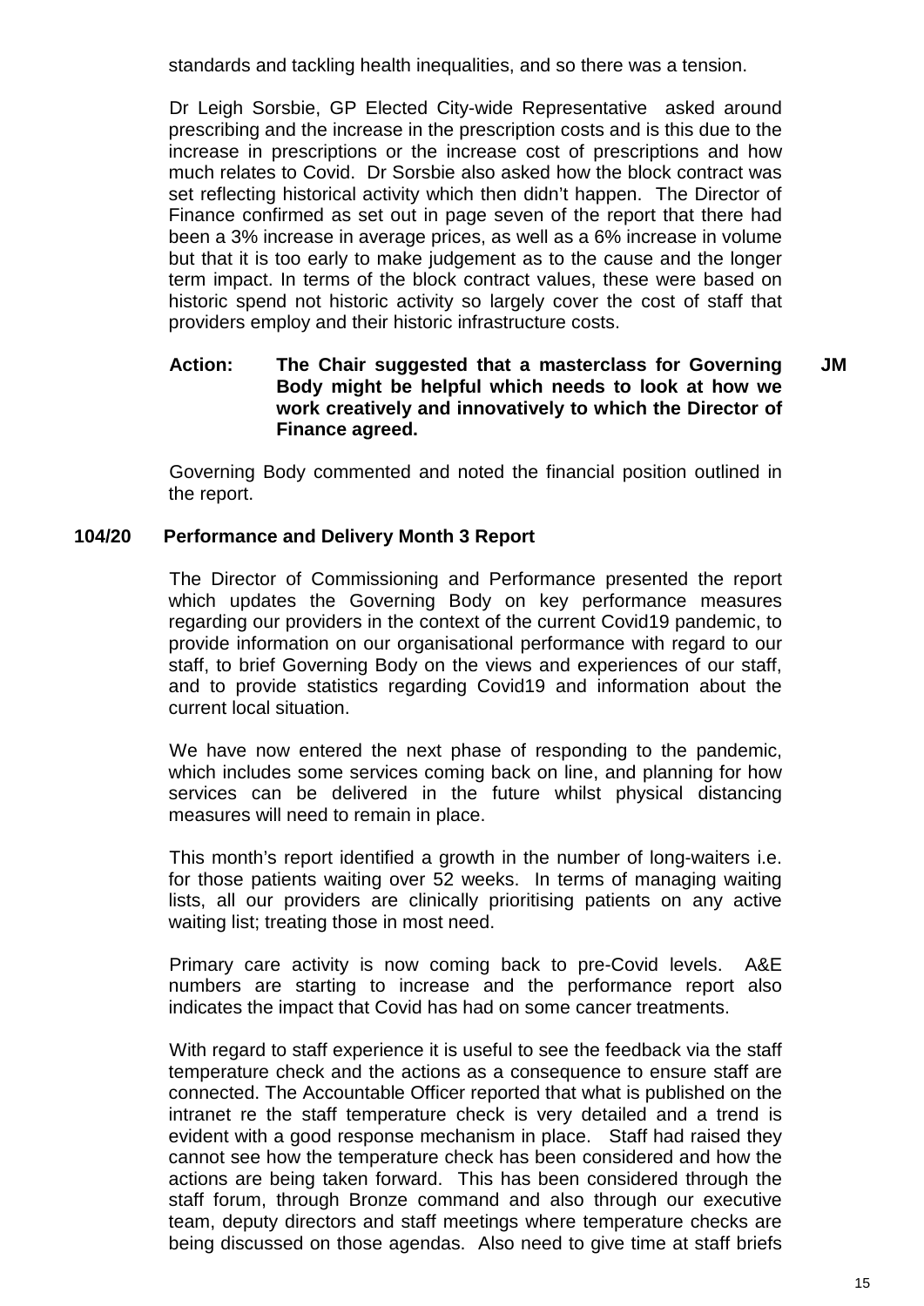standards and tackling health inequalities, and so there was a tension.

Dr Leigh Sorsbie, GP Elected City-wide Representative asked around prescribing and the increase in the prescription costs and is this due to the increase in prescriptions or the increase cost of prescriptions and how much relates to Covid. Dr Sorsbie also asked how the block contract was set reflecting historical activity which then didn't happen. The Director of Finance confirmed as set out in page seven of the report that there had been a 3% increase in average prices, as well as a 6% increase in volume but that it is too early to make judgement as to the cause and the longer term impact. In terms of the block contract values, these were based on historic spend not historic activity so largely cover the cost of staff that providers employ and their historic infrastructure costs.

**Action: The Chair suggested that a masterclass for Governing Body might be helpful which needs to look at how we work creatively and innovatively to which the Director of Finance agreed.** **JM**

Governing Body commented and noted the financial position outlined in the report.

**104/20 Performance and Delivery Month 3 Report**

The Director of Commissioning and Performance presented the report which updates the Governing Body on key performance measures regarding our providers in the context of the current Covid19 pandemic, to provide information on our organisational performance with regard to our staff, to brief Governing Body on the views and experiences of our staff, and to provide statistics regarding Covid19 and information about the current local situation.

We have now entered the next phase of responding to the pandemic, which includes some services coming back on line, and planning for how services can be delivered in the future whilst physical distancing measures will need to remain in place.

This month's report identified a growth in the number of long-waiters i.e. for those patients waiting over 52 weeks. In terms of managing waiting lists, all our providers are clinically prioritising patients on any active waiting list; treating those in most need.

Primary care activity is now coming back to pre-Covid levels. A&E numbers are starting to increase and the performance report also indicates the impact that Covid has had on some cancer treatments.

With regard to staff experience it is useful to see the feedback via the staff temperature check and the actions as a consequence to ensure staff are connected. The Accountable Officer reported that what is published on the intranet re the staff temperature check is very detailed and a trend is evident with a good response mechanism in place. Staff had raised they cannot see how the temperature check has been considered and how the actions are being taken forward. This has been considered through the staff forum, through Bronze command and also through our executive team, deputy directors and staff meetings where temperature checks are being discussed on those agendas. Also need to give time at staff briefs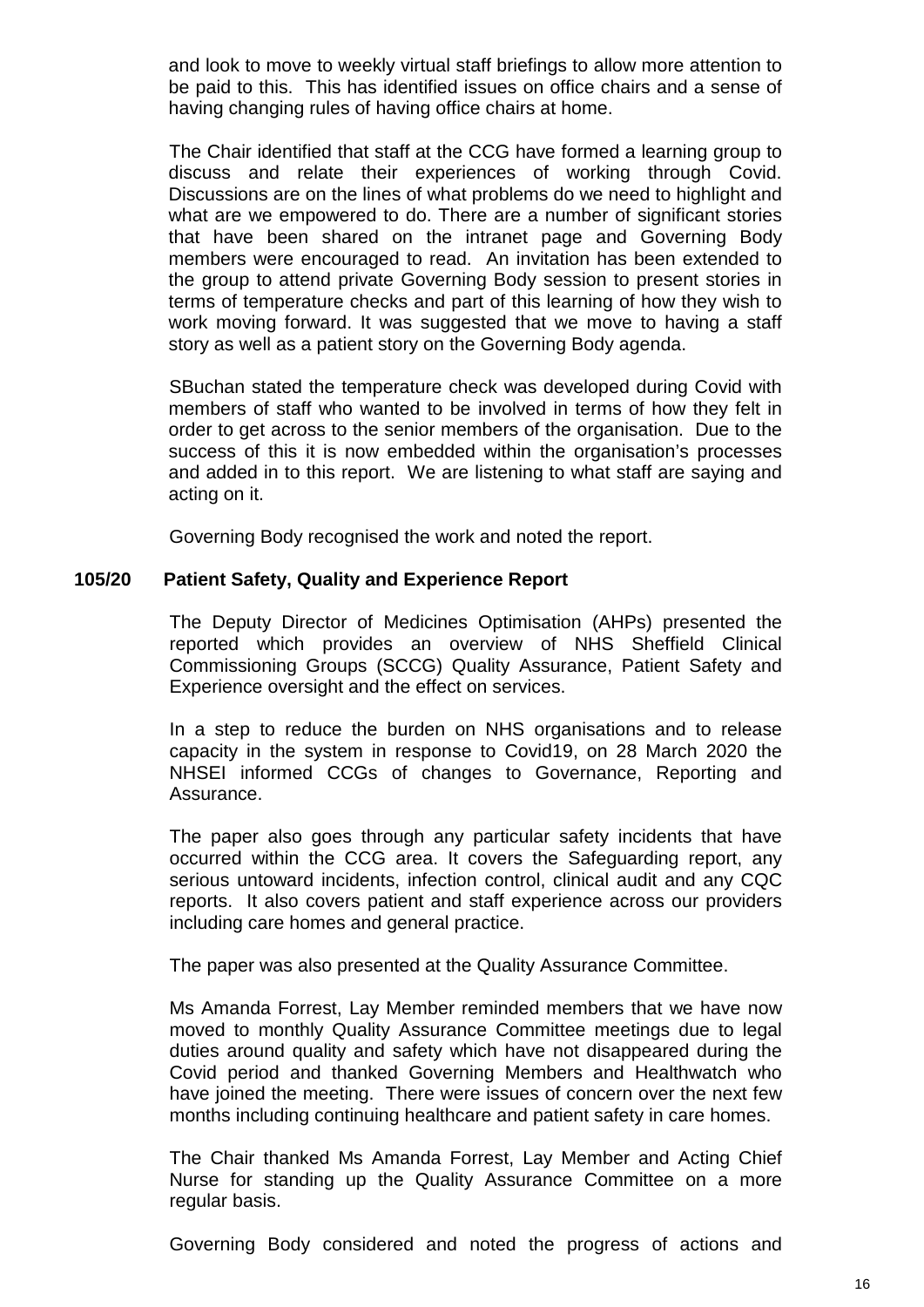and look to move to weekly virtual staff briefings to allow more attention to be paid to this. This has identified issues on office chairs and a sense of having changing rules of having office chairs at home.

The Chair identified that staff at the CCG have formed a learning group to discuss and relate their experiences of working through Covid. Discussions are on the lines of what problems do we need to highlight and what are we empowered to do. There are a number of significant stories that have been shared on the intranet page and Governing Body members were encouraged to read. An invitation has been extended to the group to attend private Governing Body session to present stories in terms of temperature checks and part of this learning of how they wish to work moving forward. It was suggested that we move to having a staff story as well as a patient story on the Governing Body agenda.

SBuchan stated the temperature check was developed during Covid with members of staff who wanted to be involved in terms of how they felt in order to get across to the senior members of the organisation. Due to the success of this it is now embedded within the organisation's processes and added in to this report. We are listening to what staff are saying and acting on it.

Governing Body recognised the work and noted the report.

**105/20 Patient Safety, Quality and Experience Report**

The Deputy Director of Medicines Optimisation (AHPs) presented the reported which provides an overview of NHS Sheffield Clinical Commissioning Groups (SCCG) Quality Assurance, Patient Safety and Experience oversight and the effect on services.

In a step to reduce the burden on NHS organisations and to release capacity in the system in response to Covid19, on 28 March 2020 the NHSEI informed CCGs of changes to Governance, Reporting and Assurance.

The paper also goes through any particular safety incidents that have occurred within the CCG area. It covers the Safeguarding report, any serious untoward incidents, infection control, clinical audit and any CQC reports. It also covers patient and staff experience across our providers including care homes and general practice.

The paper was also presented at the Quality Assurance Committee.

Ms Amanda Forrest, Lay Member reminded members that we have now moved to monthly Quality Assurance Committee meetings due to legal duties around quality and safety which have not disappeared during the Covid period and thanked Governing Members and Healthwatch who have joined the meeting. There were issues of concern over the next few months including continuing healthcare and patient safety in care homes.

The Chair thanked Ms Amanda Forrest, Lay Member and Acting Chief Nurse for standing up the Quality Assurance Committee on a more regular basis.

Governing Body considered and noted the progress of actions and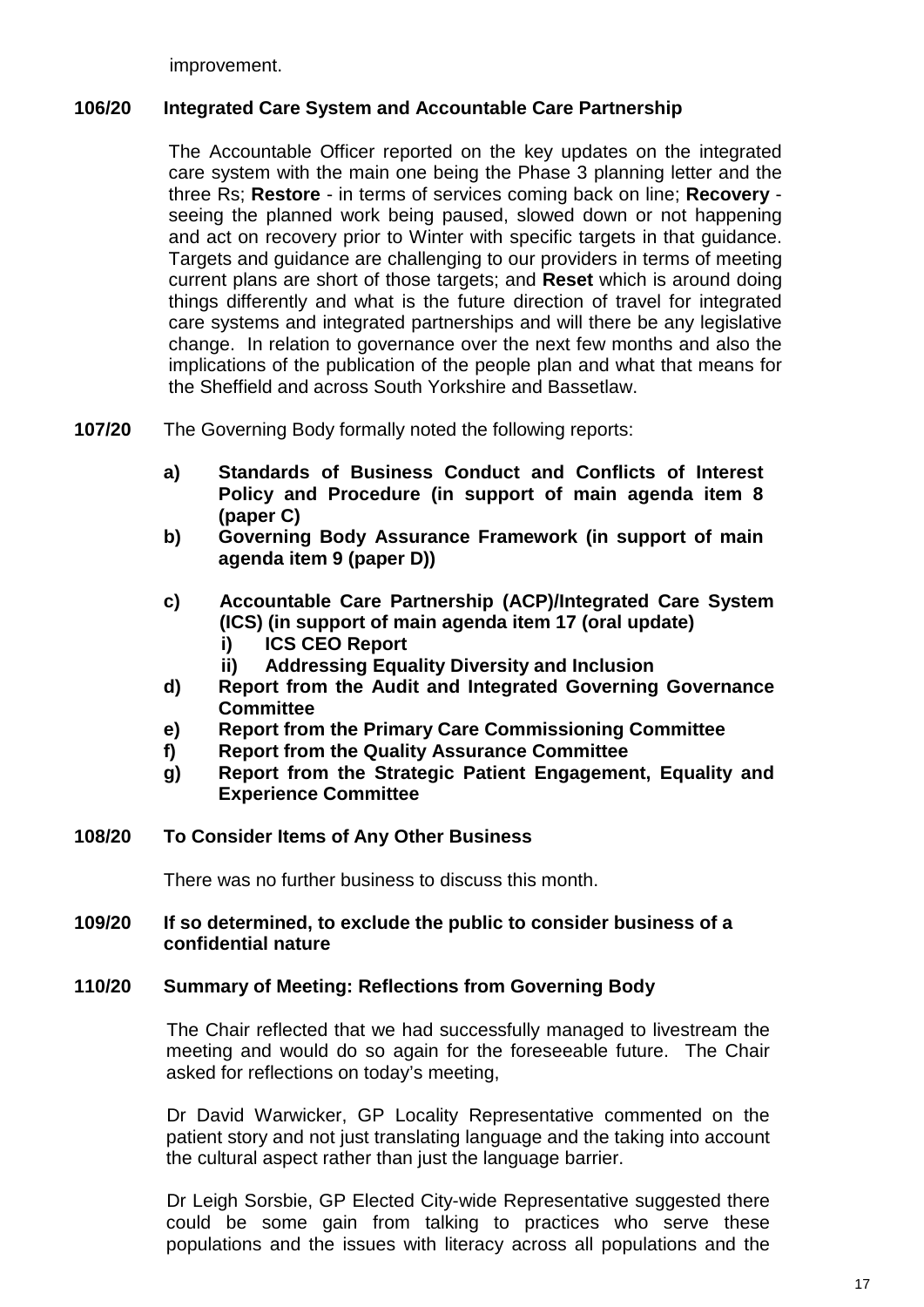improvement.

**106/20 Integrated Care System and Accountable Care Partnership**

The Accountable Officer reported on the key updates on the integrated care system with the main one being the Phase 3 planning letter and the three Rs; **Restore** - in terms of services coming back on line; **Recovery** - seeing the planned work being paused, slowed down or not happening and act on recovery prior to Winter with specific targets in that guidance. Targets and guidance are challenging to our providers in terms of meeting current plans are short of those targets; and **Reset** which is around doing things differently and what is the future direction of travel for integrated care systems and integrated partnerships and will there be any legislative change. In relation to governance over the next few months and also the implications of the publication of the people plan and what that means for the Sheffield and across South Yorkshire and Bassetlaw.

**107/20** The Governing Body formally noted the following reports:

- **a) Standards of Business Conduct and Conflicts of Interest Policy and Procedure (in support of main agenda item 8 (paper C)**
- **b) Governing Body Assurance Framework (in support of main agenda item 9 (paper D))**
- **c) Accountable Care Partnership (ACP)/Integrated Care System (ICS) (in support of main agenda item 17 (oral update)**
  - **i) ICS CEO Report**
  - **ii) Addressing Equality Diversity and Inclusion**
- **d) Report from the Audit and Integrated Governing Governance Committee**
- **e) Report from the Primary Care Commissioning Committee**
- **f) Report from the Quality Assurance Committee**
- **g) Report from the Strategic Patient Engagement, Equality and Experience Committee**

**108/20 To Consider Items of Any Other Business**

There was no further business to discuss this month.

**109/20 If so determined, to exclude the public to consider business of a confidential nature**

**110/20 Summary of Meeting: Reflections from Governing Body**

The Chair reflected that we had successfully managed to livestream the meeting and would do so again for the foreseeable future. The Chair asked for reflections on today's meeting,

Dr David Warwicker, GP Locality Representative commented on the patient story and not just translating language and the taking into account the cultural aspect rather than just the language barrier.

Dr Leigh Sorsbie, GP Elected City-wide Representative suggested there could be some gain from talking to practices who serve these populations and the issues with literacy across all populations and the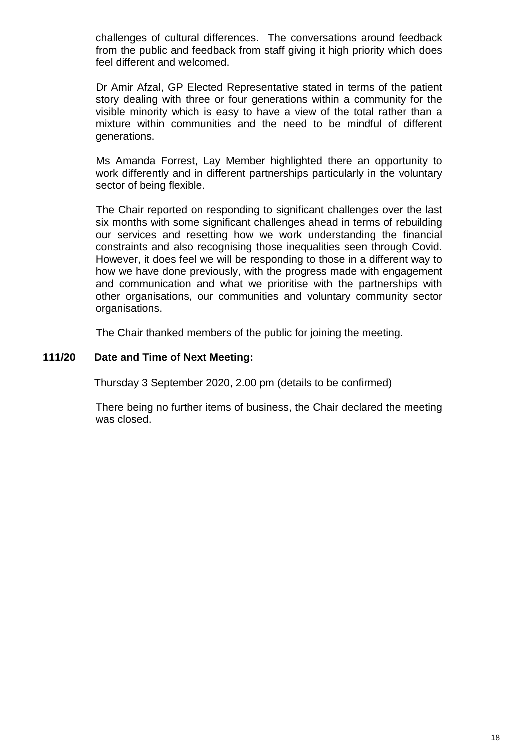challenges of cultural differences. The conversations around feedback from the public and feedback from staff giving it high priority which does feel different and welcomed.

Dr Amir Afzal, GP Elected Representative stated in terms of the patient story dealing with three or four generations within a community for the visible minority which is easy to have a view of the total rather than a mixture within communities and the need to be mindful of different generations.

Ms Amanda Forrest, Lay Member highlighted there an opportunity to work differently and in different partnerships particularly in the voluntary sector of being flexible.

The Chair reported on responding to significant challenges over the last six months with some significant challenges ahead in terms of rebuilding our services and resetting how we work understanding the financial constraints and also recognising those inequalities seen through Covid. However, it does feel we will be responding to those in a different way to how we have done previously, with the progress made with engagement and communication and what we prioritise with the partnerships with other organisations, our communities and voluntary community sector organisations.

The Chair thanked members of the public for joining the meeting.

**111/20 Date and Time of Next Meeting:**

Thursday 3 September 2020, 2.00 pm (details to be confirmed)

There being no further items of business, the Chair declared the meeting was closed.